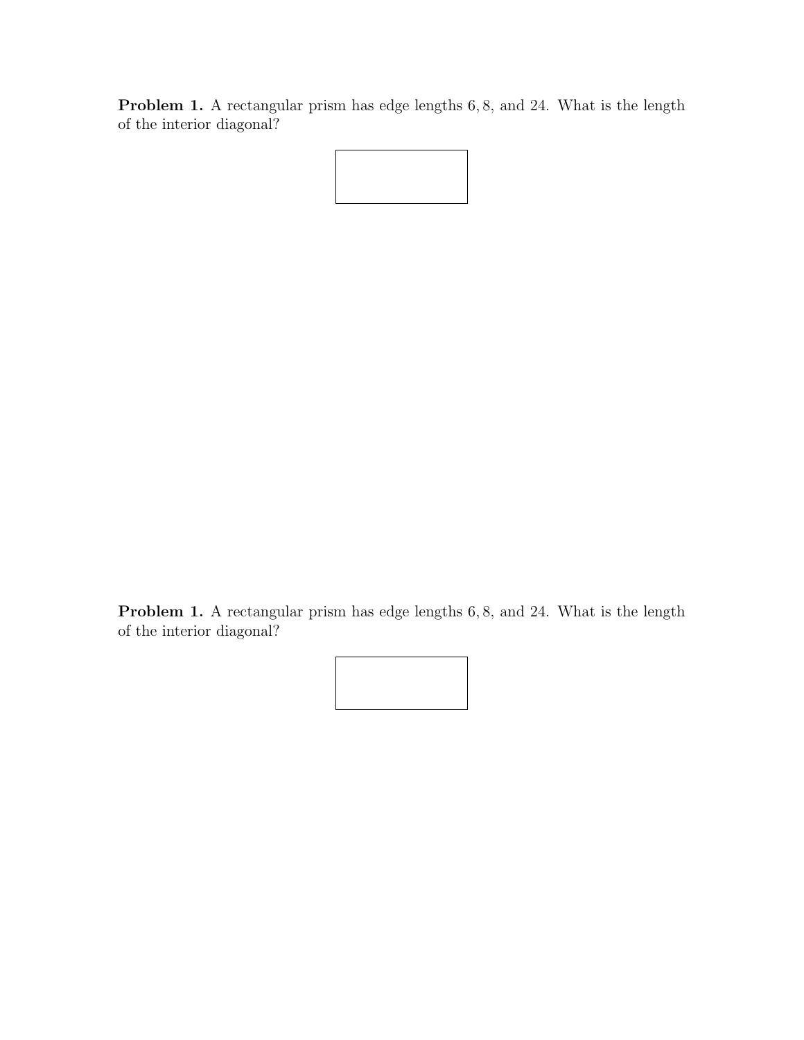**Problem 1.** A rectangular prism has edge lengths $6, 8$, and $24$. What is the length of the interior diagonal?

**Problem 1.** A rectangular prism has edge lengths $6, 8$, and $24$. What is the length of the interior diagonal?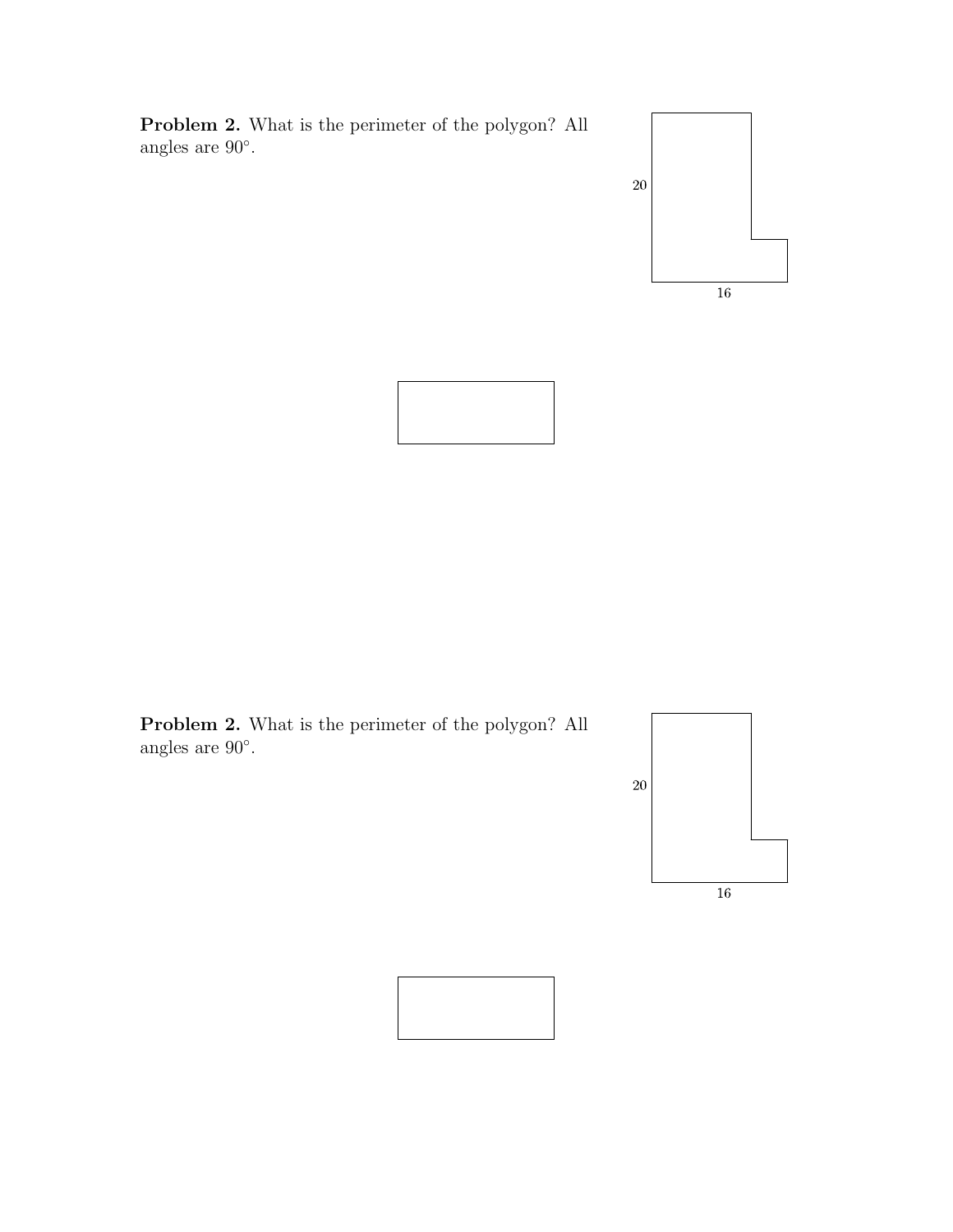**Problem 2.** What is the perimeter of the polygon? All angles are 90°.

20

16

**Problem 2.** What is the perimeter of the polygon? All angles are 90°.

20

16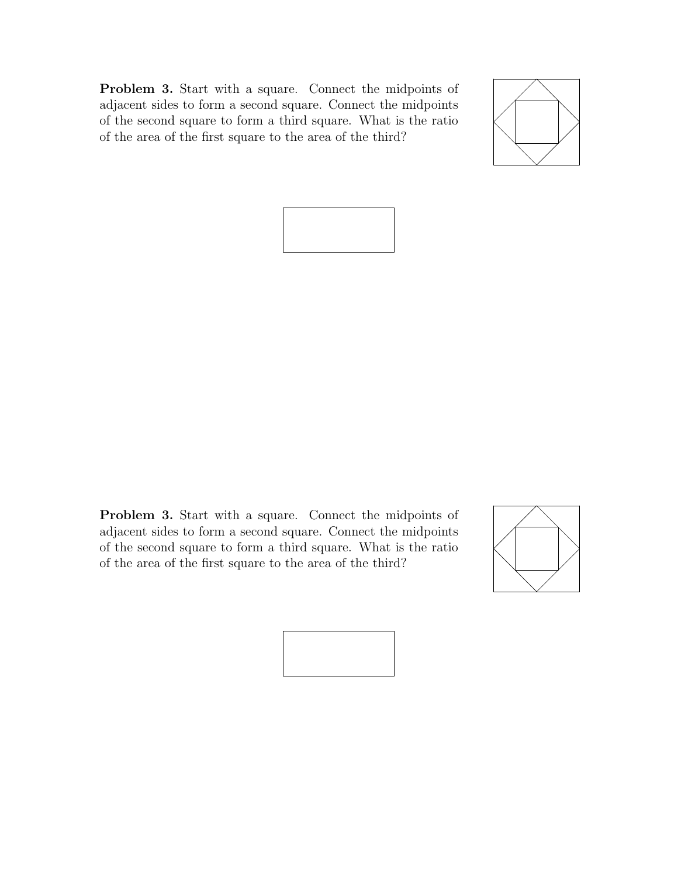**Problem 3.** Start with a square. Connect the midpoints of adjacent sides to form a second square. Connect the midpoints of the second square to form a third square. What is the ratio of the area of the first square to the area of the third?

**Problem 3.** Start with a square. Connect the midpoints of adjacent sides to form a second square. Connect the midpoints of the second square to form a third square. What is the ratio of the area of the first square to the area of the third?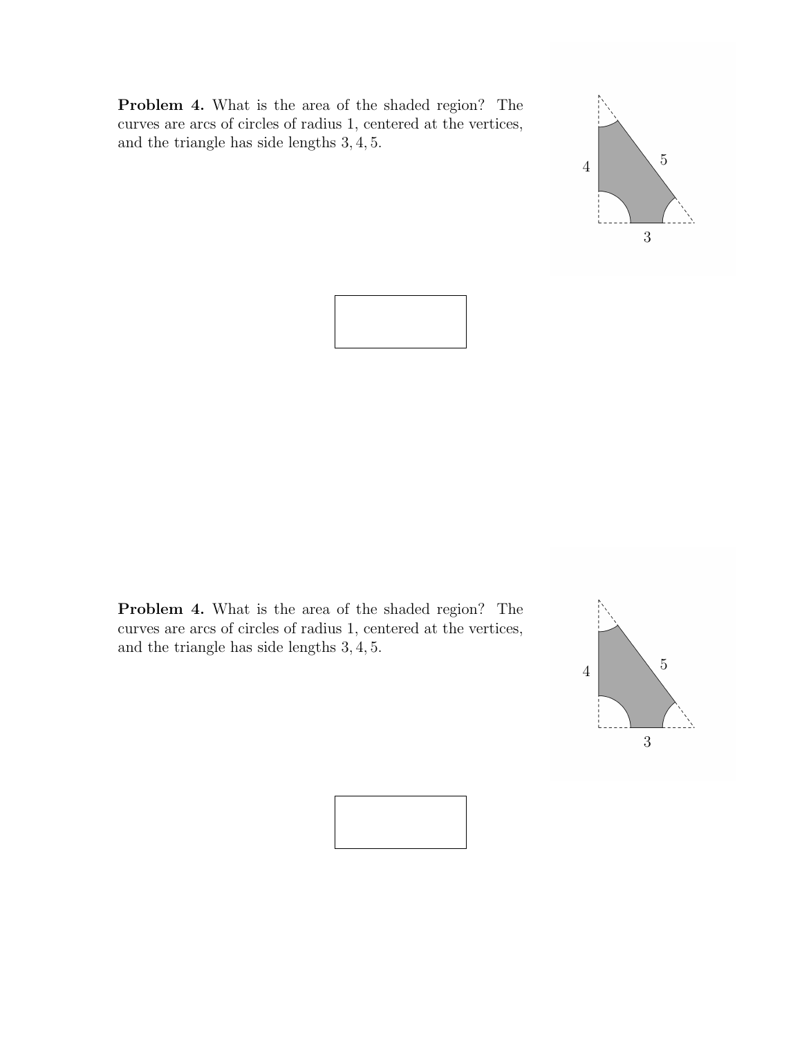**Problem 4.** What is the area of the shaded region? The curves are arcs of circles of radius 1, centered at the vertices, and the triangle has side lengths $3, 4, 5$.

**Problem 4.** What is the area of the shaded region? The curves are arcs of circles of radius 1, centered at the vertices, and the triangle has side lengths $3, 4, 5$.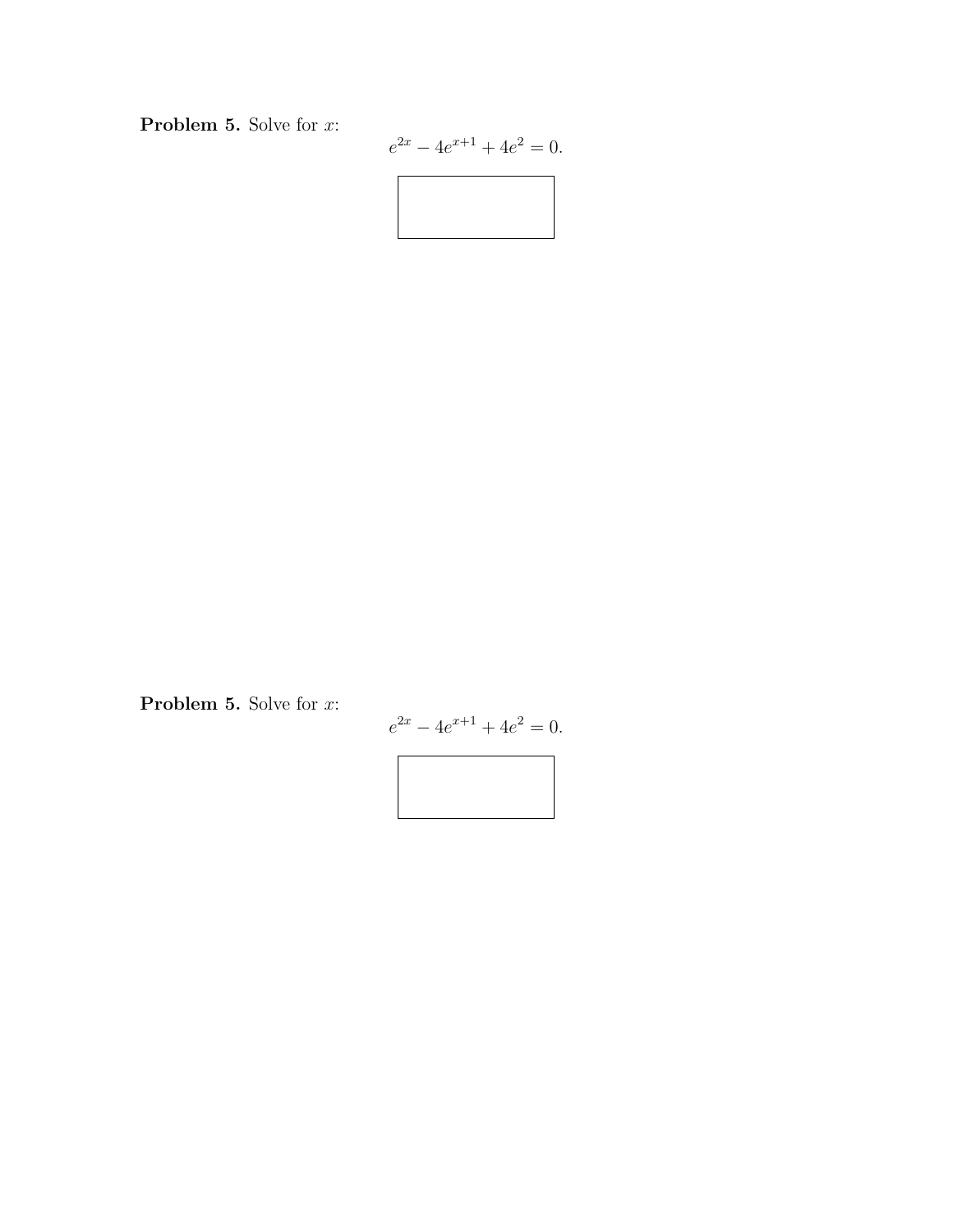**Problem 5.** Solve for $x$:

$$e^{2x} - 4e^{x+1} + 4e^2 = 0.$$

**Problem 5.** Solve for $x$:

$$e^{2x} - 4e^{x+1} + 4e^2 = 0.$$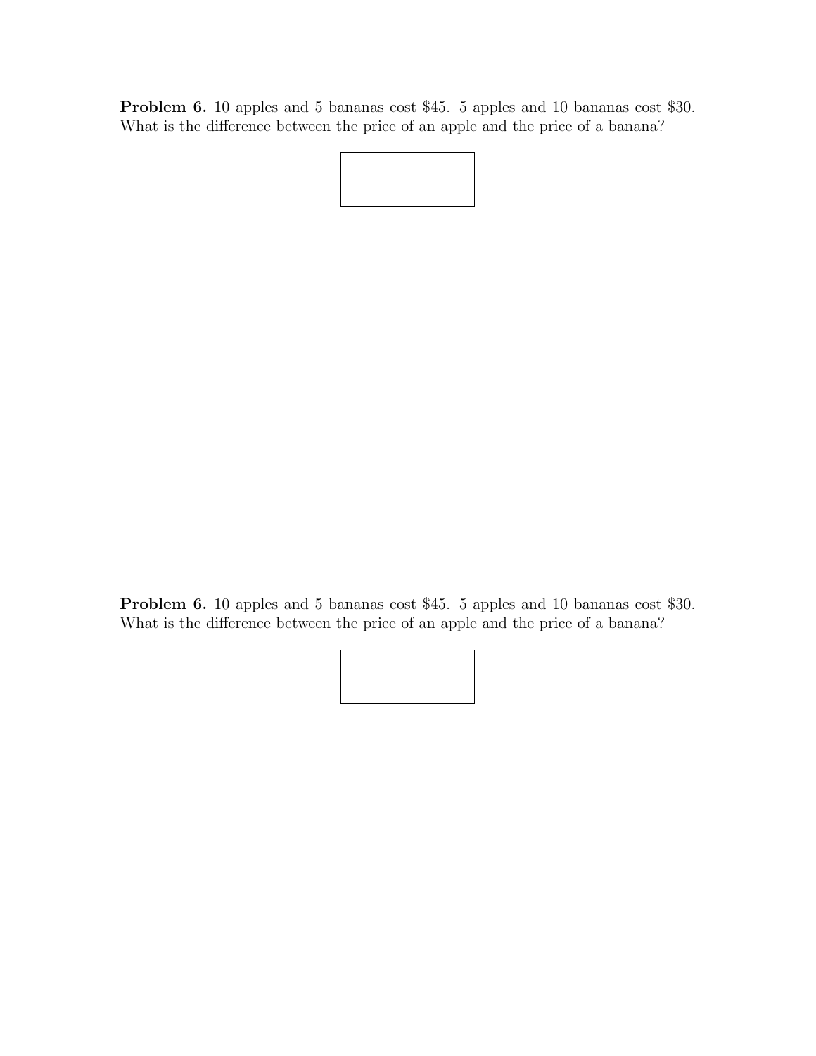**Problem 6.** 10 apples and 5 bananas cost \$45. 5 apples and 10 bananas cost \$30. What is the difference between the price of an apple and the price of a banana?

**Problem 6.** 10 apples and 5 bananas cost \$45. 5 apples and 10 bananas cost \$30. What is the difference between the price of an apple and the price of a banana?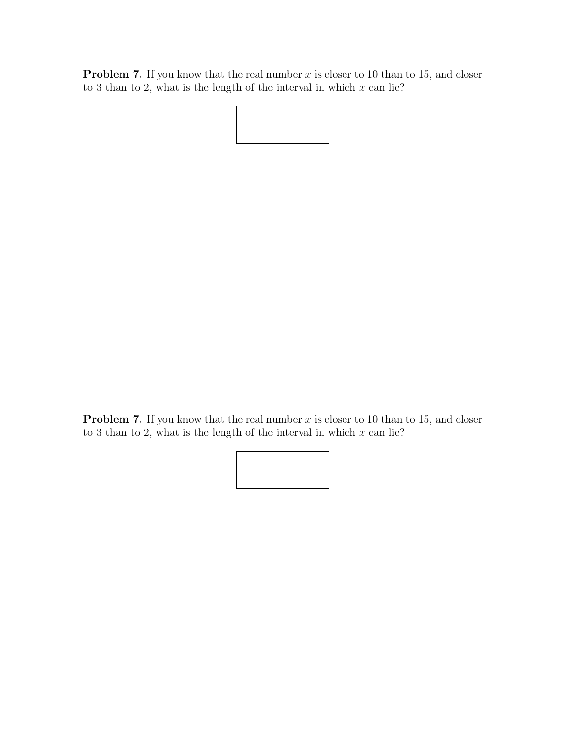**Problem 7.** If you know that the real number $x$ is closer to 10 than to 15, and closer to 3 than to 2, what is the length of the interval in which $x$ can lie?

**Problem 7.** If you know that the real number $x$ is closer to 10 than to 15, and closer to 3 than to 2, what is the length of the interval in which $x$ can lie?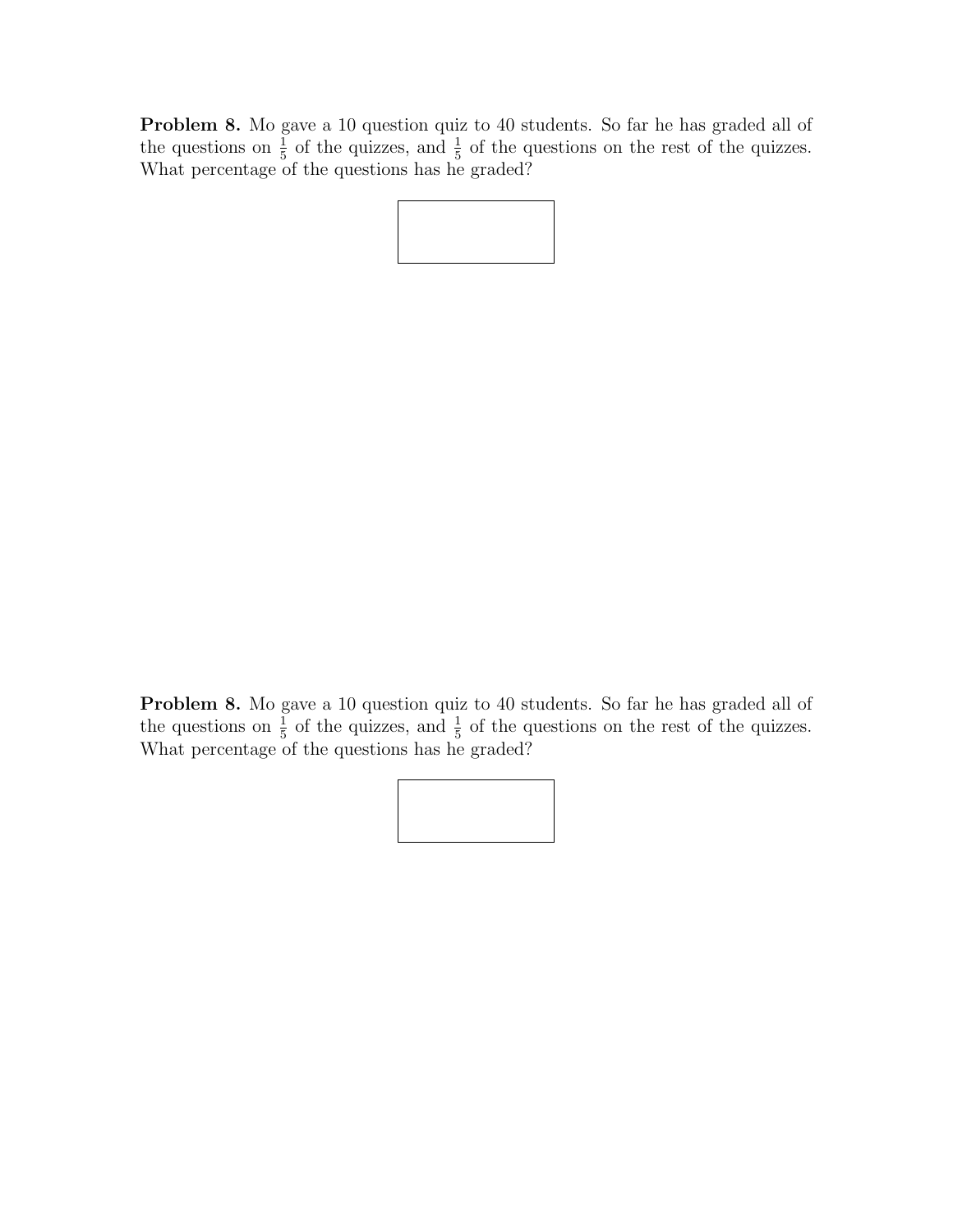**Problem 8.** Mo gave a 10 question quiz to 40 students. So far he has graded all of the questions on $\frac{1}{5}$ of the quizzes, and $\frac{1}{5}$ of the questions on the rest of the quizzes. What percentage of the questions has he graded?

**Problem 8.** Mo gave a 10 question quiz to 40 students. So far he has graded all of the questions on $\frac{1}{5}$ of the quizzes, and $\frac{1}{5}$ of the questions on the rest of the quizzes. What percentage of the questions has he graded?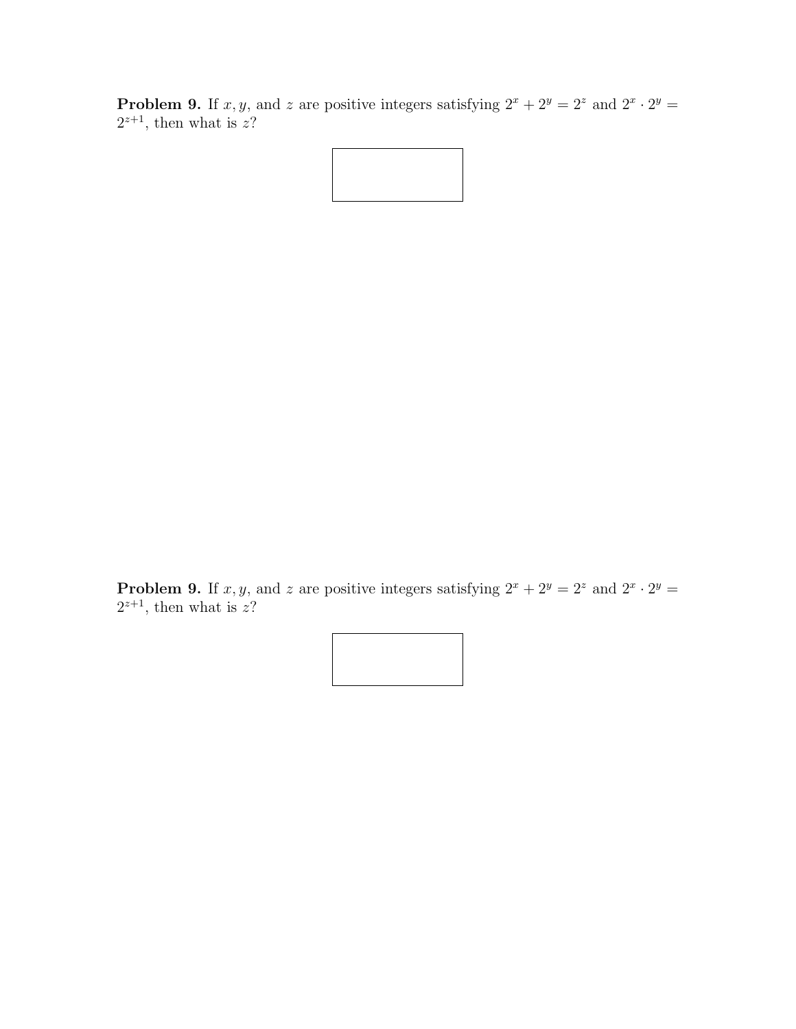**Problem 9.** If $x, y$, and $z$ are positive integers satisfying $2^x + 2^y = 2^z$ and $2^x \cdot 2^y = 2^{z+1}$, then what is $z$?

**Problem 9.** If $x, y$, and $z$ are positive integers satisfying $2^x + 2^y = 2^z$ and $2^x \cdot 2^y = 2^{z+1}$, then what is $z$?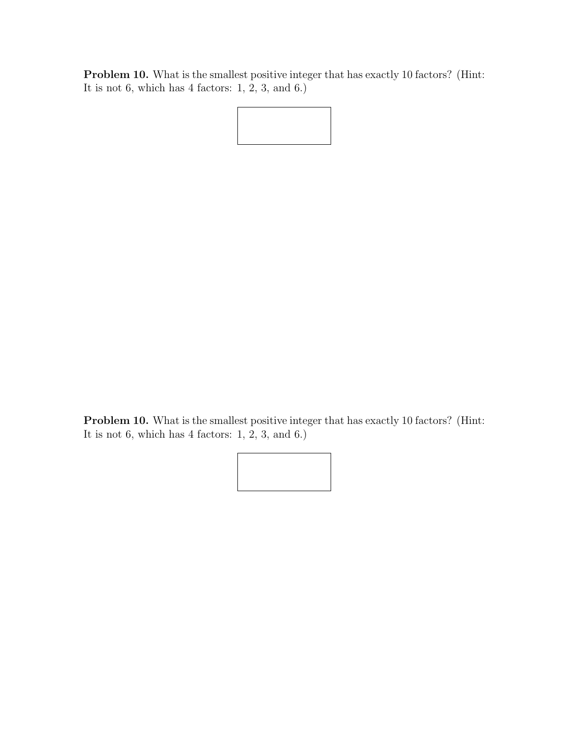**Problem 10.** What is the smallest positive integer that has exactly 10 factors? (Hint: It is not 6, which has 4 factors: 1, 2, 3, and 6.)

**Problem 10.** What is the smallest positive integer that has exactly 10 factors? (Hint: It is not 6, which has 4 factors: 1, 2, 3, and 6.)